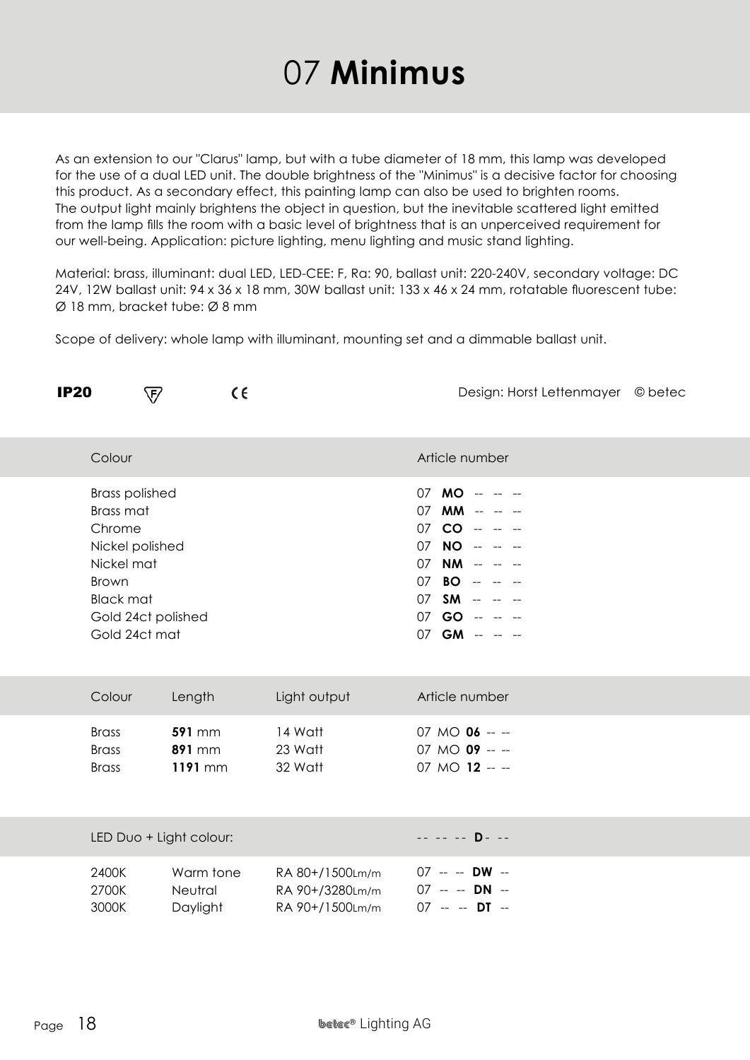# 07 **Minimus**

As an extension to our "Clarus" lamp, but with a tube diameter of 18 mm, this lamp was developed for the use of a dual LED unit. The double brightness of the "Minimus" is a decisive factor for choosing this product. As a secondary effect, this painting lamp can also be used to brighten rooms. The output light mainly brightens the object in question, but the inevitable scattered light emitted from the lamp fills the room with a basic level of brightness that is an unperceived requirement for our well-being. Application: picture lighting, menu lighting and music stand lighting.

Material: brass, illuminant: dual LED, LED-CEE: F, Ra: 90, ballast unit: 220-240V, secondary voltage: DC 24V, 12W ballast unit: 94 x 36 x 18 mm, 30W ballast unit: 133 x 46 x 24 mm, rotatable fluorescent tube: Ø 18 mm, bracket tube: Ø 8 mm

Scope of delivery: whole lamp with illuminant, mounting set and a dimmable ballast unit.

**IP20** &nbsp;&nbsp; F &nbsp;&nbsp; CE &nbsp;&nbsp;&nbsp;&nbsp; Design: Horst Lettenmayer © betec

| Colour | Article number |
|---|---|
| Brass polished | 07 **MO** -- -- -- |
| Brass mat | 07 **MM** -- -- -- |
| Chrome | 07 **CO** -- -- -- |
| Nickel polished | 07 **NO** -- -- -- |
| Nickel mat | 07 **NM** -- -- -- |
| Brown | 07 **BO** -- -- -- |
| Black mat | 07 **SM** -- -- -- |
| Gold 24ct polished | 07 **GO** -- -- -- |
| Gold 24ct mat | 07 **GM** -- -- -- |

| Colour | Length | Light output | Article number |
|---|---|---|---|
| Brass | **591** mm | 14 Watt | 07 MO **06** -- -- |
| Brass | **891** mm | 23 Watt | 07 MO **09** -- -- |
| Brass | **1191** mm | 32 Watt | 07 MO **12** -- -- |

| LED Duo + Light colour: | | | -- -- -- **D** - -- |
|---|---|---|---|
| 2400K | Warm tone | RA 80+/1500Lm/m | 07 -- -- **DW** -- |
| 2700K | Neutral | RA 90+/3280Lm/m | 07 -- -- **DN** -- |
| 3000K | Daylight | RA 90+/1500Lm/m | 07 -- -- **DT** -- |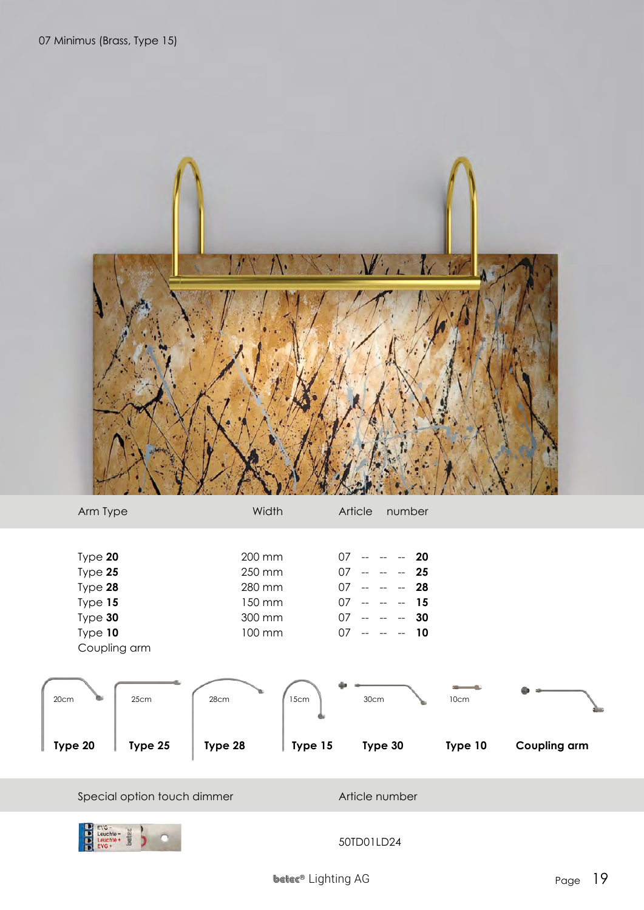07 Minimus (Brass, Type 15)

| Arm Type | Width | Article number |
|---|---|---|
| Type **20** | 200 mm | 07 -- -- -- **20** |
| Type **25** | 250 mm | 07 -- -- -- **25** |
| Type **28** | 280 mm | 07 -- -- -- **28** |
| Type **15** | 150 mm | 07 -- -- -- **15** |
| Type **30** | 300 mm | 07 -- -- -- **30** |
| Type **10** | 100 mm | 07 -- -- -- **10** |
| Coupling arm | | |

20cm **Type 20** | 25cm **Type 25** | 28cm **Type 28** | 15cm **Type 15** | 30cm **Type 30** | 10cm **Type 10** | **Coupling arm**

| Special option touch dimmer | Article number |
|---|---|
| | 50TD01LD24 |

betec® Lighting AG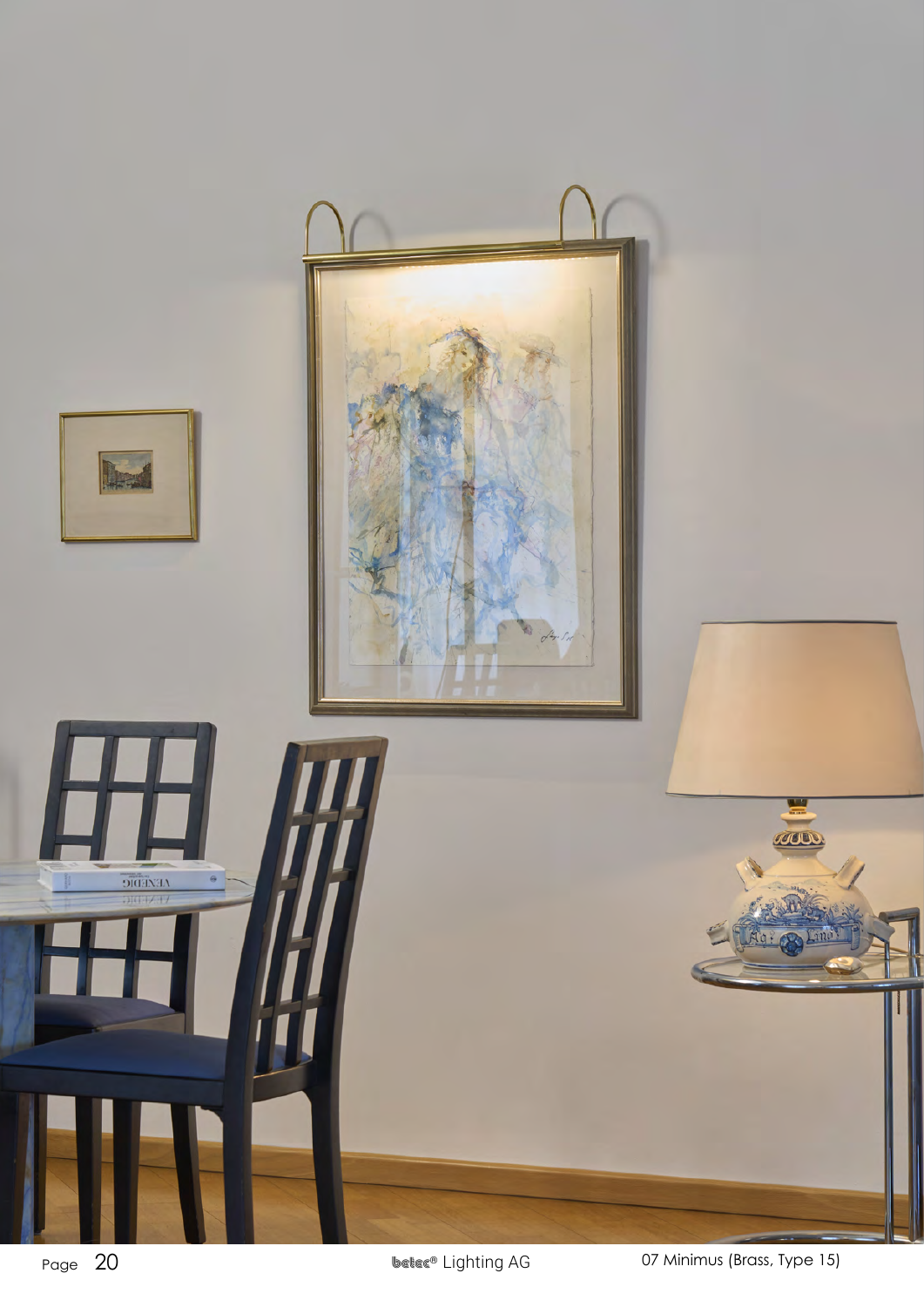07 Minimus (Brass, Type 15)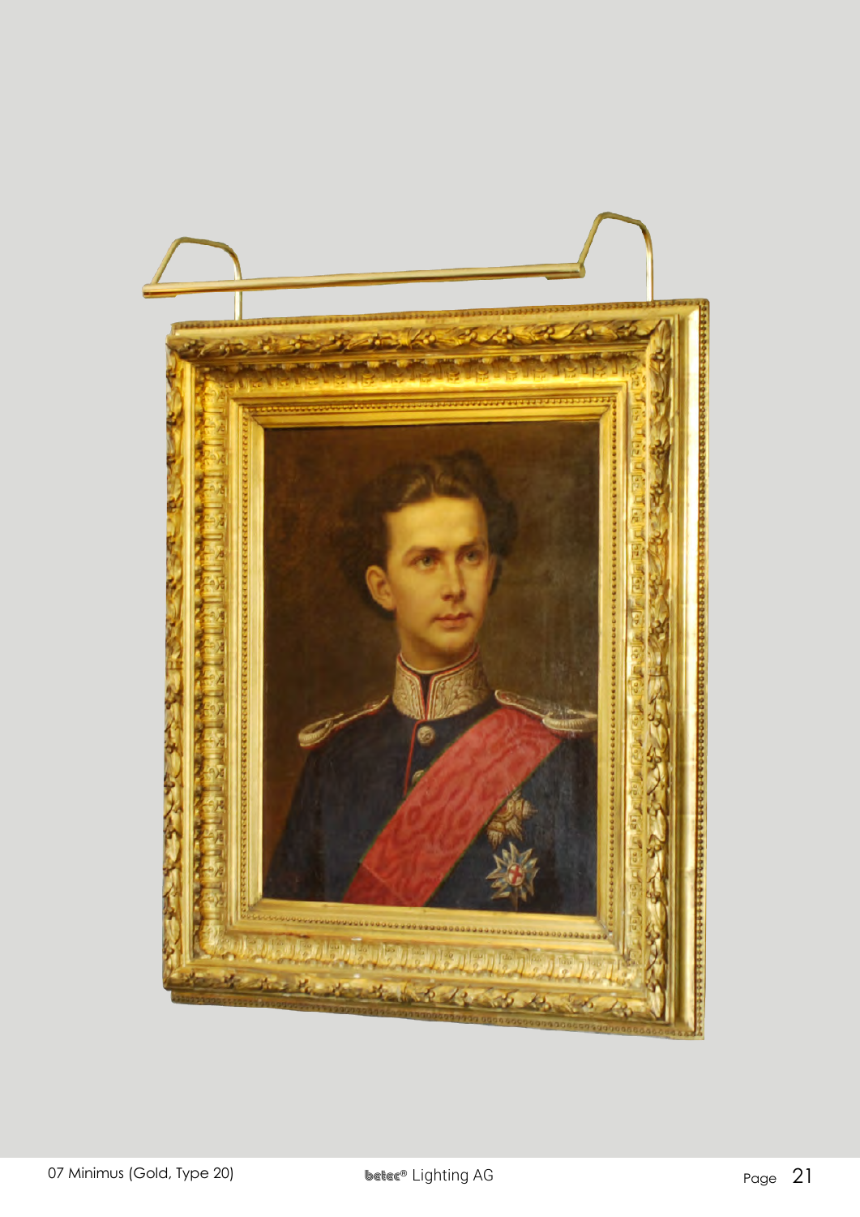07 Minimus (Gold, Type 20)